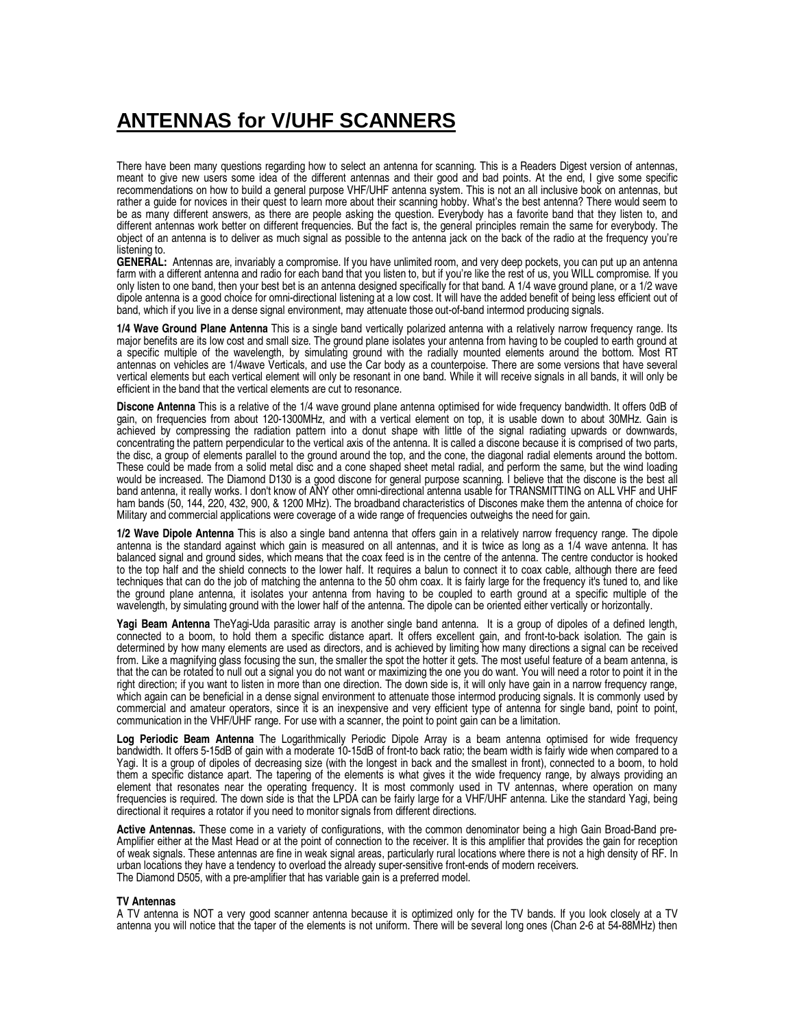# ANTENNAS for V/UHF SCANNERS

There have been many questions regarding how to select an antenna for scanning. This is a Readers Digest version of antennas, meant to give new users some idea of the different antennas and their good and bad points. At the end, I give some specific recommendations on how to build a general purpose VHF/UHF antenna system. This is not an all inclusive book on antennas, but rather a guide for novices in their quest to learn more about their scanning hobby. What's the best antenna? There would seem to be as many different answers, as there are people asking the question. Everybody has a favorite band that they listen to, and different antennas work better on different frequencies. But the fact is, the general principles remain the same for everybody. The object of an antenna is to deliver as much signal as possible to the antenna jack on the back of the radio at the frequency you're listening to.

**GENERAL:** Antennas are, invariably a compromise. If you have unlimited room, and very deep pockets, you can put up an antenna farm with a different antenna and radio for each band that you listen to, but if you're like the rest of us, you WILL compromise. If you only listen to one band, then your best bet is an antenna designed specifically for that band. A 1/4 wave ground plane, or a 1/2 wave dipole antenna is a good choice for omni-directional listening at a low cost. It will have the added benefit of being less efficient out of band, which if you live in a dense signal environment, may attenuate those out-of-band intermod producing signals.

**1/4 Wave Ground Plane Antenna** This is a single band vertically polarized antenna with a relatively narrow frequency range. Its major benefits are its low cost and small size. The ground plane isolates your antenna from having to be coupled to earth ground at a specific multiple of the wavelength, by simulating ground with the radially mounted elements around the bottom. Most RT antennas on vehicles are 1/4wave Verticals, and use the Car body as a counterpoise. There are some versions that have several vertical elements but each vertical element will only be resonant in one band. While it will receive signals in all bands, it will only be efficient in the band that the vertical elements are cut to resonance.

**Discone Antenna** This is a relative of the 1/4 wave ground plane antenna optimised for wide frequency bandwidth. It offers 0dB of gain, on frequencies from about 120-1300MHz, and with a vertical element on top, it is usable down to about 30MHz. Gain is achieved by compressing the radiation pattern into a donut shape with little of the signal radiating upwards or downwards, concentrating the pattern perpendicular to the vertical axis of the antenna. It is called a discone because it is comprised of two parts, the disc, a group of elements parallel to the ground around the top, and the cone, the diagonal radial elements around the bottom. These could be made from a solid metal disc and a cone shaped sheet metal radial, and perform the same, but the wind loading would be increased. The Diamond D130 is a good discone for general purpose scanning. I believe that the discone is the best all band antenna, it really works. I don't know of ANY other omni-directional antenna usable for TRANSMITTING on ALL VHF and UHF ham bands (50, 144, 220, 432, 900, & 1200 MHz). The broadband characteristics of Discones make them the antenna of choice for Military and commercial applications were coverage of a wide range of frequencies outweighs the need for gain.

**1/2 Wave Dipole Antenna** This is also a single band antenna that offers gain in a relatively narrow frequency range. The dipole antenna is the standard against which gain is measured on all antennas, and it is twice as long as a 1/4 wave antenna. It has balanced signal and ground sides, which means that the coax feed is in the centre of the antenna. The centre conductor is hooked to the top half and the shield connects to the lower half. It requires a balun to connect it to coax cable, although there are feed techniques that can do the job of matching the antenna to the 50 ohm coax. It is fairly large for the frequency it's tuned to, and like the ground plane antenna, it isolates your antenna from having to be coupled to earth ground at a specific multiple of the wavelength, by simulating ground with the lower half of the antenna. The dipole can be oriented either vertically or horizontally.

**Yagi Beam Antenna** TheYagi-Uda parasitic array is another single band antenna. It is a group of dipoles of a defined length, connected to a boom, to hold them a specific distance apart. It offers excellent gain, and front-to-back isolation. The gain is determined by how many elements are used as directors, and is achieved by limiting how many directions a signal can be received from. Like a magnifying glass focusing the sun, the smaller the spot the hotter it gets. The most useful feature of a beam antenna, is that the can be rotated to null out a signal you do not want or maximizing the one you do want. You will need a rotor to point it in the right direction; if you want to listen in more than one direction. The down side is, it will only have gain in a narrow frequency range, which again can be beneficial in a dense signal environment to attenuate those intermod producing signals. It is commonly used by commercial and amateur operators, since it is an inexpensive and very efficient type of antenna for single band, point to point, communication in the VHF/UHF range. For use with a scanner, the point to point gain can be a limitation.

**Log Periodic Beam Antenna** The Logarithmically Periodic Dipole Array is a beam antenna optimised for wide frequency bandwidth. It offers 5-15dB of gain with a moderate 10-15dB of front-to back ratio; the beam width is fairly wide when compared to a Yagi. It is a group of dipoles of decreasing size (with the longest in back and the smallest in front), connected to a boom, to hold them a specific distance apart. The tapering of the elements is what gives it the wide frequency range, by always providing an element that resonates near the operating frequency. It is most commonly used in TV antennas, where operation on many frequencies is required. The down side is that the LPDA can be fairly large for a VHF/UHF antenna. Like the standard Yagi, being directional it requires a rotator if you need to monitor signals from different directions.

**Active Antennas.** These come in a variety of configurations, with the common denominator being a high Gain Broad-Band pre-Amplifier either at the Mast Head or at the point of connection to the receiver. It is this amplifier that provides the gain for reception of weak signals. These antennas are fine in weak signal areas, particularly rural locations where there is not a high density of RF. In urban locations they have a tendency to overload the already super-sensitive front-ends of modern receivers.
The Diamond D505, with a pre-amplifier that has variable gain is a preferred model.

**TV Antennas**
A TV antenna is NOT a very good scanner antenna because it is optimized only for the TV bands. If you look closely at a TV antenna you will notice that the taper of the elements is not uniform. There will be several long ones (Chan 2-6 at 54-88MHz) then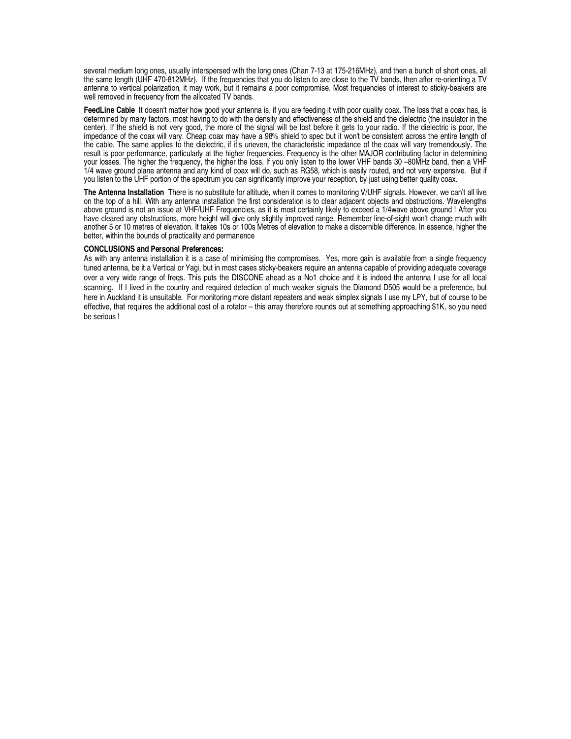several medium long ones, usually interspersed with the long ones (Chan 7-13 at 175-216MHz), and then a bunch of short ones, all the same length (UHF 470-812MHz). If the frequencies that you do listen to are close to the TV bands, then after re-orienting a TV antenna to vertical polarization, it may work, but it remains a poor compromise. Most frequencies of interest to sticky-beakers are well removed in frequency from the allocated TV bands.

**FeedLine Cable** It doesn't matter how good your antenna is, if you are feeding it with poor quality coax. The loss that a coax has, is determined by many factors, most having to do with the density and effectiveness of the shield and the dielectric (the insulator in the center). If the shield is not very good, the more of the signal will be lost before it gets to your radio. If the dielectric is poor, the impedance of the coax will vary. Cheap coax may have a 98% shield to spec but it won't be consistent across the entire length of the cable. The same applies to the dielectric, if it's uneven, the characteristic impedance of the coax will vary tremendously. The result is poor performance, particularly at the higher frequencies. Frequency is the other MAJOR contributing factor in determining your losses. The higher the frequency, the higher the loss. If you only listen to the lower VHF bands 30 –80MHz band, then a VHF 1/4 wave ground plane antenna and any kind of coax will do, such as RG58, which is easily routed, and not very expensive. But if you listen to the UHF portion of the spectrum you can significantly improve your reception, by just using better quality coax.

**The Antenna Installation** There is no substitute for altitude, when it comes to monitoring V/UHF signals. However, we can't all live on the top of a hill. With any antenna installation the first consideration is to clear adjacent objects and obstructions. Wavelengths above ground is not an issue at VHF/UHF Frequencies, as it is most certainly likely to exceed a 1/4wave above ground ! After you have cleared any obstructions, more height will give only slightly improved range. Remember line-of-sight won't change much with another 5 or 10 metres of elevation. It takes 10s or 100s Metres of elevation to make a discernible difference. In essence, higher the better, within the bounds of practicality and permanence

**CONCLUSIONS and Personal Preferences:**

As with any antenna installation it is a case of minimising the compromises. Yes, more gain is available from a single frequency tuned antenna, be it a Vertical or Yagi, but in most cases sticky-beakers require an antenna capable of providing adequate coverage over a very wide range of freqs. This puts the DISCONE ahead as a No1 choice and it is indeed the antenna I use for all local scanning. If I lived in the country and required detection of much weaker signals the Diamond D505 would be a preference, but here in Auckland it is unsuitable. For monitoring more distant repeaters and weak simplex signals I use my LPY, but of course to be effective, that requires the additional cost of a rotator – this array therefore rounds out at something approaching $1K, so you need be serious !